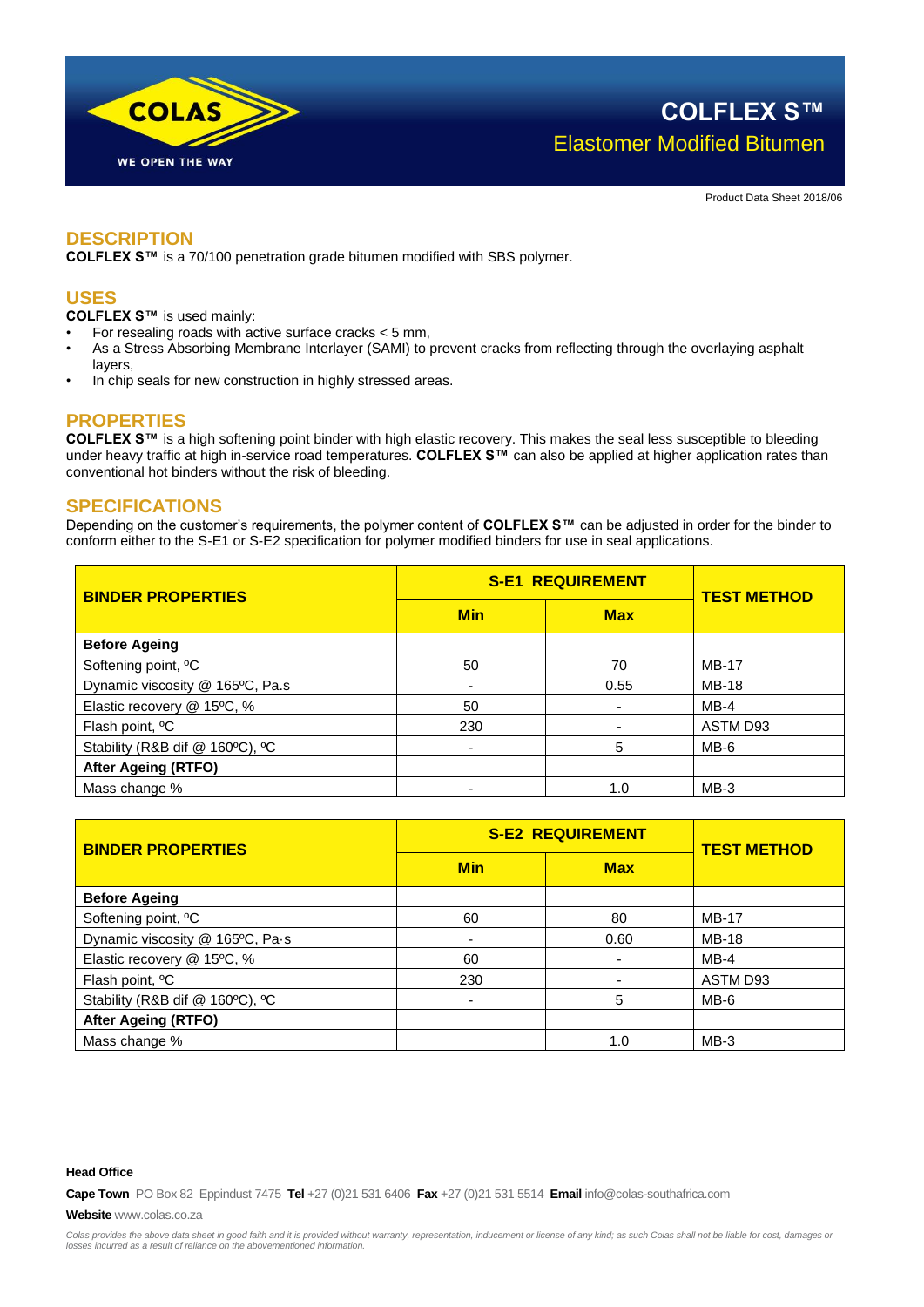# COLFLEX S™

## Elastomer Modified Bitumen

Product Data Sheet 2018/06

## DESCRIPTION

**COLFLEX S™** is a 70/100 penetration grade bitumen modified with SBS polymer.

## USES

**COLFLEX S™** is used mainly:

- For resealing roads with active surface cracks < 5 mm,
- As a Stress Absorbing Membrane Interlayer (SAMI) to prevent cracks from reflecting through the overlaying asphalt layers,
- In chip seals for new construction in highly stressed areas.

## PROPERTIES

**COLFLEX S™** is a high softening point binder with high elastic recovery. This makes the seal less susceptible to bleeding under heavy traffic at high in-service road temperatures. **COLFLEX S™** can also be applied at higher application rates than conventional hot binders without the risk of bleeding.

## SPECIFICATIONS

Depending on the customer's requirements, the polymer content of **COLFLEX S™** can be adjusted in order for the binder to conform either to the S-E1 or S-E2 specification for polymer modified binders for use in seal applications.

| BINDER PROPERTIES | S-E1 REQUIREMENT | | TEST METHOD |
|---|---|---|---|
| | Min | Max | |
| **Before Ageing** | | | |
| Softening point, ºC | 50 | 70 | MB-17 |
| Dynamic viscosity @ 165ºC, Pa.s | - | 0.55 | MB-18 |
| Elastic recovery @ 15ºC, % | 50 | - | MB-4 |
| Flash point, ºC | 230 | - | ASTM D93 |
| Stability (R&B dif @ 160ºC), ºC | - | 5 | MB-6 |
| **After Ageing (RTFO)** | | | |
| Mass change % | - | 1.0 | MB-3 |

| BINDER PROPERTIES | S-E2 REQUIREMENT | | TEST METHOD |
|---|---|---|---|
| | Min | Max | |
| **Before Ageing** | | | |
| Softening point, ºC | 60 | 80 | MB-17 |
| Dynamic viscosity @ 165ºC, Pa·s | - | 0.60 | MB-18 |
| Elastic recovery @ 15ºC, % | 60 | - | MB-4 |
| Flash point, ºC | 230 | - | ASTM D93 |
| Stability (R&B dif @ 160ºC), ºC | - | 5 | MB-6 |
| **After Ageing (RTFO)** | | | |
| Mass change % | | 1.0 | MB-3 |

**Head Office**

**Cape Town** PO Box 82 Eppindust 7475 **Tel** +27 (0)21 531 6406 **Fax** +27 (0)21 531 5514 **Email** info@colas-southafrica.com

**Website** www.colas.co.za

*Colas provides the above data sheet in good faith and it is provided without warranty, representation, inducement or license of any kind; as such Colas shall not be liable for cost, damages or losses incurred as a result of reliance on the abovementioned information.*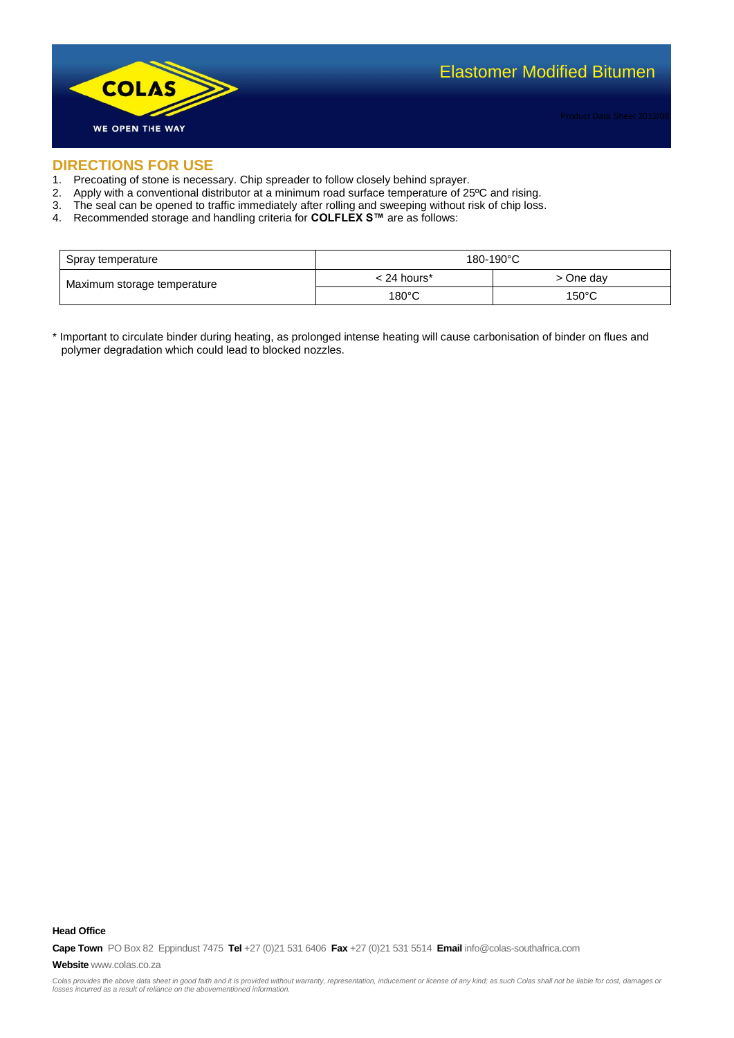## DIRECTIONS FOR USE

1. Precoating of stone is necessary. Chip spreader to follow closely behind sprayer.
2. Apply with a conventional distributor at a minimum road surface temperature of 25ºC and rising.
3. The seal can be opened to traffic immediately after rolling and sweeping without risk of chip loss.
4. Recommended storage and handling criteria for **COLFLEX S™** are as follows:

| | | |
|---|---|---|
| Spray temperature | 180-190°C | |
| Maximum storage temperature | < 24 hours* | > One day |
| | 180°C | 150°C |

* Important to circulate binder during heating, as prolonged intense heating will cause carbonisation of binder on flues and polymer degradation which could lead to blocked nozzles.

**Head Office**

**Cape Town** PO Box 82 Eppindust 7475 **Tel** +27 (0)21 531 6406 **Fax** +27 (0)21 531 5514 **Email** info@colas-southafrica.com

**Website** www.colas.co.za

*Colas provides the above data sheet in good faith and it is provided without warranty, representation, inducement or license of any kind; as such Colas shall not be liable for cost, damages or losses incurred as a result of reliance on the abovementioned information.*